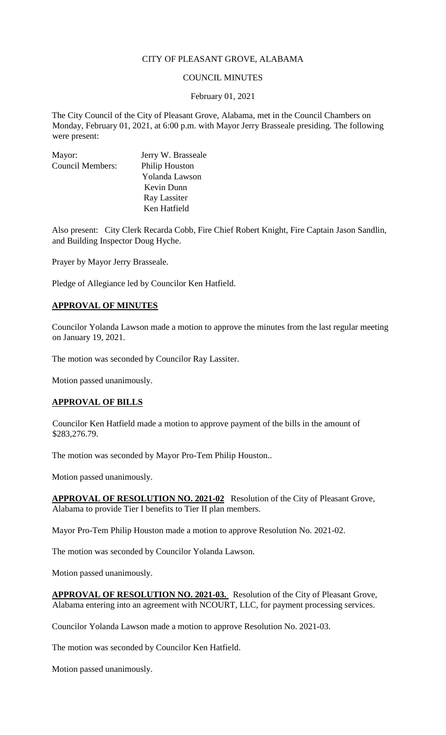CITY OF PLEASANT GROVE, ALABAMA

COUNCIL MINUTES

February 01, 2021

The City Council of the City of Pleasant Grove, Alabama, met in the Council Chambers on Monday, February 01, 2021, at 6:00 p.m. with Mayor Jerry Brasseale presiding. The following were present:

| | |
|---|---|
| Mayor: | Jerry W. Brasseale |
| Council Members: | Philip Houston |
| | Yolanda Lawson |
| | Kevin Dunn |
| | Ray Lassiter |
| | Ken Hatfield |

Also present: City Clerk Recarda Cobb, Fire Chief Robert Knight, Fire Captain Jason Sandlin, and Building Inspector Doug Hyche.

Prayer by Mayor Jerry Brasseale.

Pledge of Allegiance led by Councilor Ken Hatfield.

## APPROVAL OF MINUTES

Councilor Yolanda Lawson made a motion to approve the minutes from the last regular meeting on January 19, 2021.

The motion was seconded by Councilor Ray Lassiter.

Motion passed unanimously.

## APPROVAL OF BILLS

Councilor Ken Hatfield made a motion to approve payment of the bills in the amount of $283,276.79.

The motion was seconded by Mayor Pro-Tem Philip Houston..

Motion passed unanimously.

**APPROVAL OF RESOLUTION NO. 2021-02** Resolution of the City of Pleasant Grove, Alabama to provide Tier I benefits to Tier II plan members.

Mayor Pro-Tem Philip Houston made a motion to approve Resolution No. 2021-02.

The motion was seconded by Councilor Yolanda Lawson.

Motion passed unanimously.

**APPROVAL OF RESOLUTION NO. 2021-03.** Resolution of the City of Pleasant Grove, Alabama entering into an agreement with NCOURT, LLC, for payment processing services.

Councilor Yolanda Lawson made a motion to approve Resolution No. 2021-03.

The motion was seconded by Councilor Ken Hatfield.

Motion passed unanimously.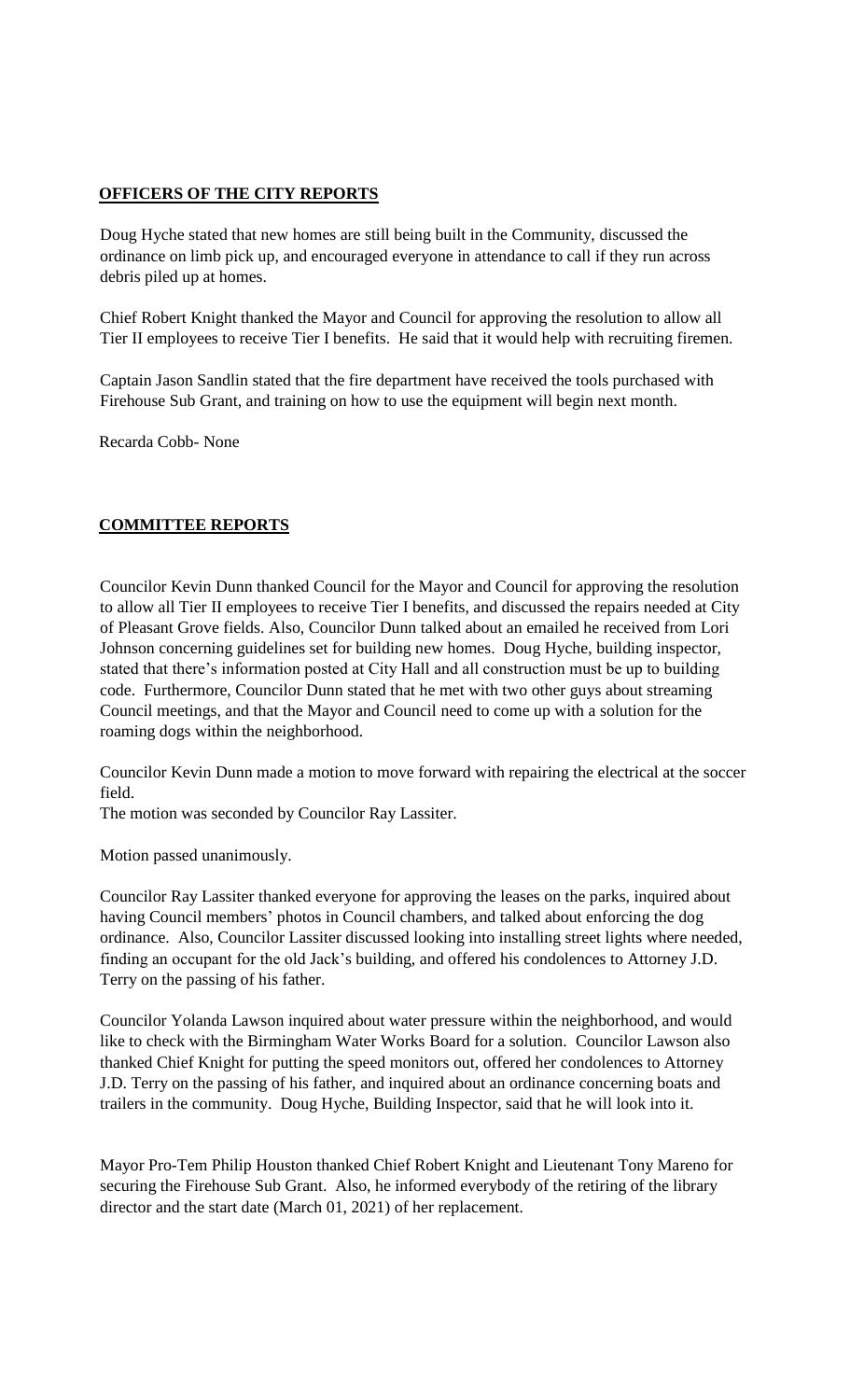## **OFFICERS OF THE CITY REPORTS**

Doug Hyche stated that new homes are still being built in the Community, discussed the ordinance on limb pick up, and encouraged everyone in attendance to call if they run across debris piled up at homes.

Chief Robert Knight thanked the Mayor and Council for approving the resolution to allow all Tier II employees to receive Tier I benefits. He said that it would help with recruiting firemen.

Captain Jason Sandlin stated that the fire department have received the tools purchased with Firehouse Sub Grant, and training on how to use the equipment will begin next month.

Recarda Cobb- None

## **COMMITTEE REPORTS**

Councilor Kevin Dunn thanked Council for the Mayor and Council for approving the resolution to allow all Tier II employees to receive Tier I benefits, and discussed the repairs needed at City of Pleasant Grove fields. Also, Councilor Dunn talked about an emailed he received from Lori Johnson concerning guidelines set for building new homes. Doug Hyche, building inspector, stated that there's information posted at City Hall and all construction must be up to building code. Furthermore, Councilor Dunn stated that he met with two other guys about streaming Council meetings, and that the Mayor and Council need to come up with a solution for the roaming dogs within the neighborhood.

Councilor Kevin Dunn made a motion to move forward with repairing the electrical at the soccer field.
The motion was seconded by Councilor Ray Lassiter.

Motion passed unanimously.

Councilor Ray Lassiter thanked everyone for approving the leases on the parks, inquired about having Council members' photos in Council chambers, and talked about enforcing the dog ordinance. Also, Councilor Lassiter discussed looking into installing street lights where needed, finding an occupant for the old Jack's building, and offered his condolences to Attorney J.D. Terry on the passing of his father.

Councilor Yolanda Lawson inquired about water pressure within the neighborhood, and would like to check with the Birmingham Water Works Board for a solution. Councilor Lawson also thanked Chief Knight for putting the speed monitors out, offered her condolences to Attorney J.D. Terry on the passing of his father, and inquired about an ordinance concerning boats and trailers in the community. Doug Hyche, Building Inspector, said that he will look into it.

Mayor Pro-Tem Philip Houston thanked Chief Robert Knight and Lieutenant Tony Mareno for securing the Firehouse Sub Grant. Also, he informed everybody of the retiring of the library director and the start date (March 01, 2021) of her replacement.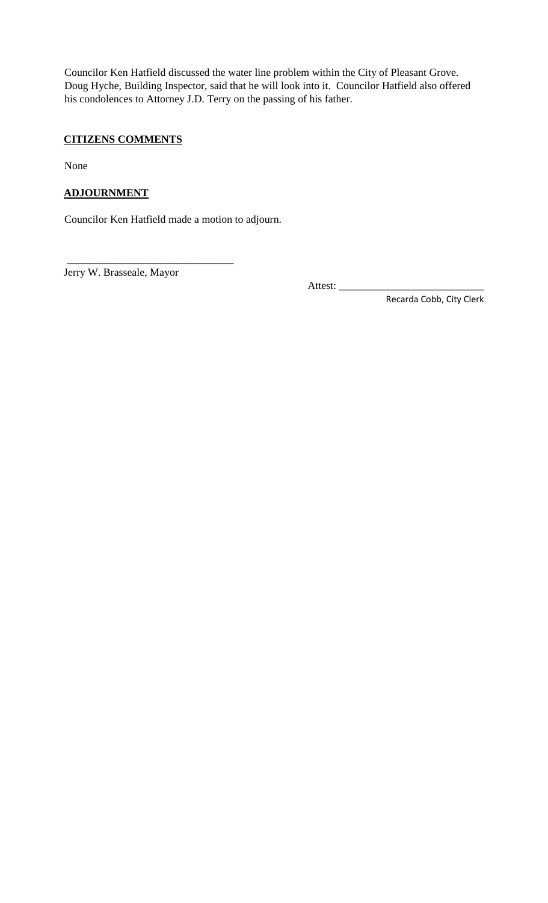Councilor Ken Hatfield discussed the water line problem within the City of Pleasant Grove. Doug Hyche, Building Inspector, said that he will look into it. Councilor Hatfield also offered his condolences to Attorney J.D. Terry on the passing of his father.

## CITIZENS COMMENTS

None

## ADJOURNMENT

Councilor Ken Hatfield made a motion to adjourn.

______________________________
Jerry W. Brasseale, Mayor

Attest: ___________________________
Recarda Cobb, City Clerk